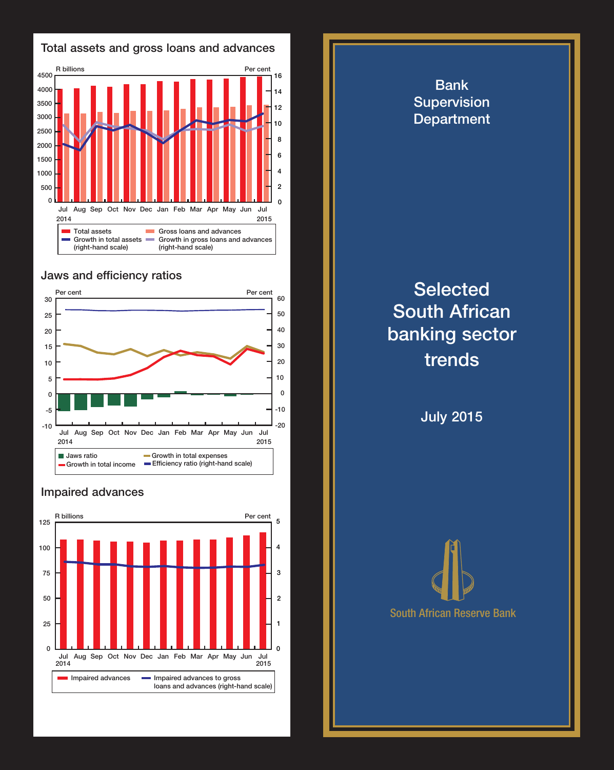## Total assets and gross loans and advances

R billions / Per cent

Jul 2014 – Jul 2015

- Total assets
- Gross loans and advances
- Growth in total assets (right-hand scale)
- Growth in gross loans and advances (right-hand scale)

## Jaws and efficiency ratios

Per cent / Per cent

Jul 2014 – Jul 2015

- Jaws ratio
- Growth in total income
- Growth in total expenses
- Efficiency ratio (right-hand scale)

## Impaired advances

R billions / Per cent

Jul 2014 – Jul 2015

- Impaired advances
- Impaired advances to gross loans and advances (right-hand scale)

# Bank Supervision Department

# Selected South African banking sector trends

July 2015

South African Reserve Bank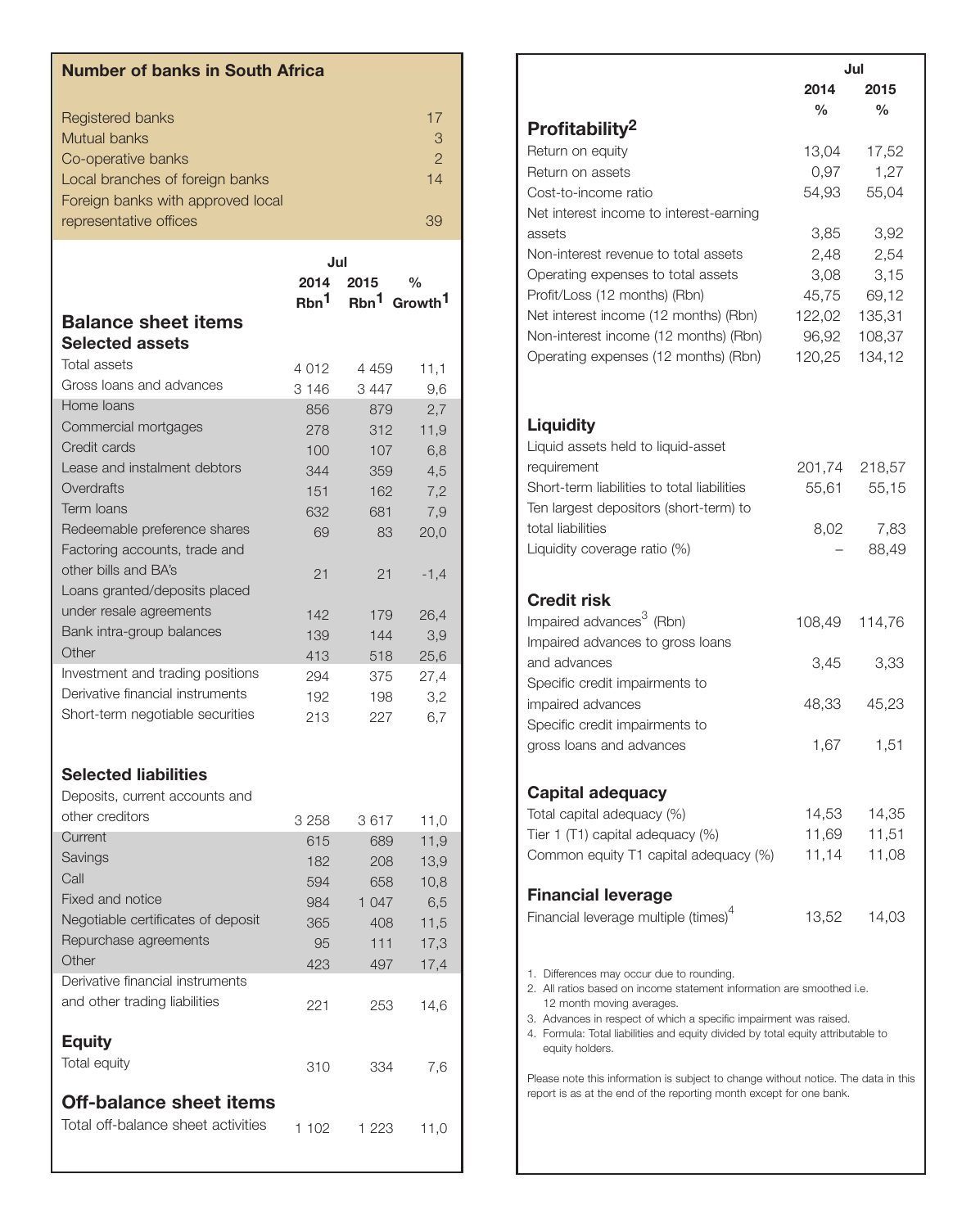## Number of banks in South Africa

| | |
|---|---|
| Registered banks | 17 |
| Mutual banks | 3 |
| Co-operative banks | 2 |
| Local branches of foreign banks | 14 |
| Foreign banks with approved local representative offices | 39 |

| | Jul 2014 Rbn[1] | Jul 2015 Rbn[1] | % Growth[1] |
|---|---|---|---|
| **Balance sheet items** | | | |
| **Selected assets** | | | |
| Total assets | 4 012 | 4 459 | 11,1 |
| Gross loans and advances | 3 146 | 3 447 | 9,6 |
| Home loans | 856 | 879 | 2,7 |
| Commercial mortgages | 278 | 312 | 11,9 |
| Credit cards | 100 | 107 | 6,8 |
| Lease and instalment debtors | 344 | 359 | 4,5 |
| Overdrafts | 151 | 162 | 7,2 |
| Term loans | 632 | 681 | 7,9 |
| Redeemable preference shares | 69 | 83 | 20,0 |
| Factoring accounts, trade and other bills and BA's | 21 | 21 | -1,4 |
| Loans granted/deposits placed under resale agreements | 142 | 179 | 26,4 |
| Bank intra-group balances | 139 | 144 | 3,9 |
| Other | 413 | 518 | 25,6 |
| Investment and trading positions | 294 | 375 | 27,4 |
| Derivative financial instruments | 192 | 198 | 3,2 |
| Short-term negotiable securities | 213 | 227 | 6,7 |
| **Selected liabilities** | | | |
| Deposits, current accounts and other creditors | 3 258 | 3 617 | 11,0 |
| Current | 615 | 689 | 11,9 |
| Savings | 182 | 208 | 13,9 |
| Call | 594 | 658 | 10,8 |
| Fixed and notice | 984 | 1 047 | 6,5 |
| Negotiable certificates of deposit | 365 | 408 | 11,5 |
| Repurchase agreements | 95 | 111 | 17,3 |
| Other | 423 | 497 | 17,4 |
| Derivative financial instruments and other trading liabilities | 221 | 253 | 14,6 |
| **Equity** | | | |
| Total equity | 310 | 334 | 7,6 |
| **Off-balance sheet items** | | | |
| Total off-balance sheet activities | 1 102 | 1 223 | 11,0 |

| | Jul 2014 % | Jul 2015 % |
|---|---|---|
| **Profitability[2]** | | |
| Return on equity | 13,04 | 17,52 |
| Return on assets | 0,97 | 1,27 |
| Cost-to-income ratio | 54,93 | 55,04 |
| Net interest income to interest-earning assets | 3,85 | 3,92 |
| Non-interest revenue to total assets | 2,48 | 2,54 |
| Operating expenses to total assets | 3,08 | 3,15 |
| Profit/Loss (12 months) (Rbn) | 45,75 | 69,12 |
| Net interest income (12 months) (Rbn) | 122,02 | 135,31 |
| Non-interest income (12 months) (Rbn) | 96,92 | 108,37 |
| Operating expenses (12 months) (Rbn) | 120,25 | 134,12 |
| **Liquidity** | | |
| Liquid assets held to liquid-asset requirement | 201,74 | 218,57 |
| Short-term liabilities to total liabilities | 55,61 | 55,15 |
| Ten largest depositors (short-term) to total liabilities | 8,02 | 7,83 |
| Liquidity coverage ratio (%) | – | 88,49 |
| **Credit risk** | | |
| Impaired advances[3] (Rbn) | 108,49 | 114,76 |
| Impaired advances to gross loans and advances | 3,45 | 3,33 |
| Specific credit impairments to impaired advances | 48,33 | 45,23 |
| Specific credit impairments to gross loans and advances | 1,67 | 1,51 |
| **Capital adequacy** | | |
| Total capital adequacy (%) | 14,53 | 14,35 |
| Tier 1 (T1) capital adequacy (%) | 11,69 | 11,51 |
| Common equity T1 capital adequacy (%) | 11,14 | 11,08 |
| **Financial leverage** | | |
| Financial leverage multiple (times)[4] | 13,52 | 14,03 |

1. Differences may occur due to rounding.
2. All ratios based on income statement information are smoothed i.e. 12 month moving averages.
3. Advances in respect of which a specific impairment was raised.
4. Formula: Total liabilities and equity divided by total equity attributable to equity holders.

Please note this information is subject to change without notice. The data in this report is as at the end of the reporting month except for one bank.